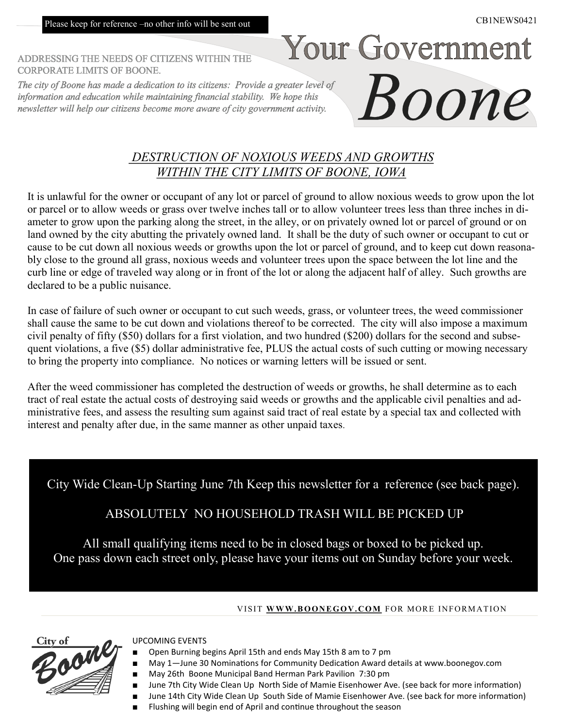Please keep for reference –no other info will be sent out

CB1NEWS0421

# Your Government Boone

ADDRESSING THE NEEDS OF CITIZENS WITHIN THE CORPORATE LIMITS OF BOONE.

*The city of Boone has made a dedication to its citizens: Provide a greater level of information and education while maintaining financial stability. We hope this newsletter will help our citizens become more aware of city government activity.*

## *DESTRUCTION OF NOXIOUS WEEDS AND GROWTHS WITHIN THE CITY LIMITS OF BOONE, IOWA*

It is unlawful for the owner or occupant of any lot or parcel of ground to allow noxious weeds to grow upon the lot or parcel or to allow weeds or grass over twelve inches tall or to allow volunteer trees less than three inches in diameter to grow upon the parking along the street, in the alley, or on privately owned lot or parcel of ground or on land owned by the city abutting the privately owned land. It shall be the duty of such owner or occupant to cut or cause to be cut down all noxious weeds or growths upon the lot or parcel of ground, and to keep cut down reasonably close to the ground all grass, noxious weeds and volunteer trees upon the space between the lot line and the curb line or edge of traveled way along or in front of the lot or along the adjacent half of alley. Such growths are declared to be a public nuisance.

In case of failure of such owner or occupant to cut such weeds, grass, or volunteer trees, the weed commissioner shall cause the same to be cut down and violations thereof to be corrected. The city will also impose a maximum civil penalty of fifty ($50) dollars for a first violation, and two hundred ($200) dollars for the second and subsequent violations, a five ($5) dollar administrative fee, PLUS the actual costs of such cutting or mowing necessary to bring the property into compliance. No notices or warning letters will be issued or sent.

After the weed commissioner has completed the destruction of weeds or growths, he shall determine as to each tract of real estate the actual costs of destroying said weeds or growths and the applicable civil penalties and administrative fees, and assess the resulting sum against said tract of real estate by a special tax and collected with interest and penalty after due, in the same manner as other unpaid taxes.

City Wide Clean-Up Starting June 7th Keep this newsletter for a reference (see back page).

ABSOLUTELY NO HOUSEHOLD TRASH WILL BE PICKED UP

All small qualifying items need to be in closed bags or boxed to be picked up.
One pass down each street only, please have your items out on Sunday before your week.

VISIT **WWW.BOONEGOV.COM** FOR MORE INFORMATION

City of Boone

UPCOMING EVENTS

- Open Burning begins April 15th and ends May 15th 8 am to 7 pm
- May 1—June 30 Nominations for Community Dedication Award details at www.boonegov.com
- May 26th Boone Municipal Band Herman Park Pavilion 7:30 pm
- June 7th City Wide Clean Up North Side of Mamie Eisenhower Ave. (see back for more information)
- June 14th City Wide Clean Up South Side of Mamie Eisenhower Ave. (see back for more information)
- Flushing will begin end of April and continue throughout the season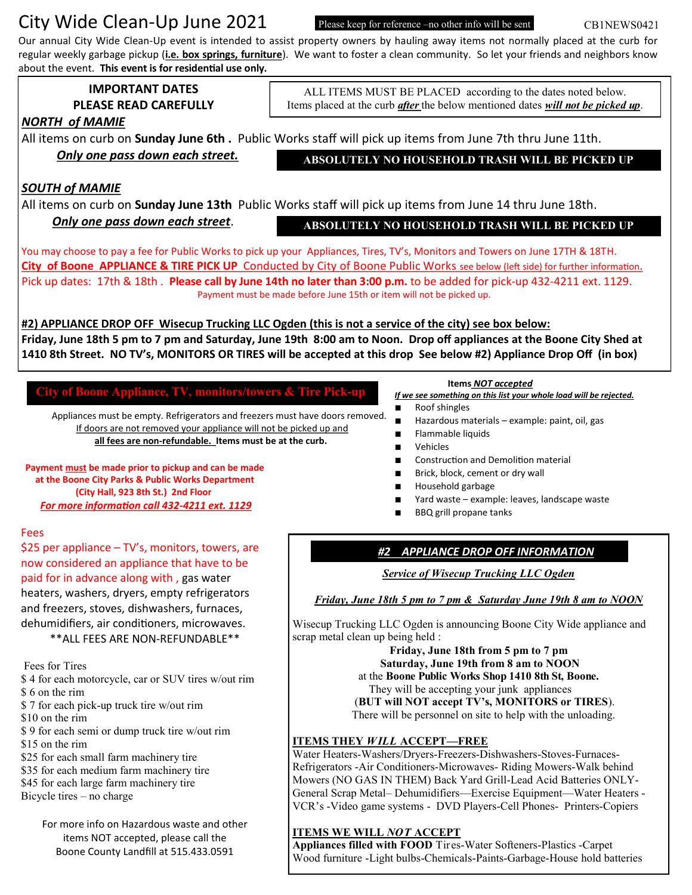# City Wide Clean-Up June 2021

**Please keep for reference –no other info will be sent**

CB1NEWS0421

Our annual City Wide Clean-Up event is intended to assist property owners by hauling away items not normally placed at the curb for regular weekly garbage pickup (**i.e. box springs, furniture**). We want to foster a clean community. So let your friends and neighbors know about the event. **This event is for residential use only.**

**IMPORTANT DATES**
**PLEASE READ CAREFULLY**

ALL ITEMS MUST BE PLACED according to the dates noted below. Items placed at the curb ***after*** the below mentioned dates ***will not be picked up***.

***NORTH of MAMIE***

All items on curb on **Sunday June 6th .** Public Works staff will pick up items from June 7th thru June 11th.

***Only one pass down each street.***

**ABSOLUTELY NO HOUSEHOLD TRASH WILL BE PICKED UP**

***SOUTH of MAMIE***

All items on curb on **Sunday June 13th** Public Works staff will pick up items from June 14 thru June 18th.

***Only one pass down each street***.

**ABSOLUTELY NO HOUSEHOLD TRASH WILL BE PICKED UP**

You may choose to pay a fee for Public Works to pick up your Appliances, Tires, TV's, Monitors and Towers on June 17TH & 18TH.
**City of Boone APPLIANCE & TIRE PICK UP** Conducted by City of Boone Public Works see below (left side) for further information.
Pick up dates: 17th & 18th . **Please call by June 14th no later than 3:00 p.m.** to be added for pick-up 432-4211 ext. 1129.
Payment must be made before June 15th or item will not be picked up.

**#2) APPLIANCE DROP OFF Wisecup Trucking LLC Ogden (this is not a service of the city) see box below:**
**Friday, June 18th 5 pm to 7 pm and Saturday, June 19th 8:00 am to Noon. Drop off appliances at the Boone City Shed at 1410 8th Street. NO TV's, MONITORS OR TIRES will be accepted at this drop See below #2) Appliance Drop Off (in box)**

## City of Boone Appliance, TV, monitors/towers & Tire Pick-up

Appliances must be empty. Refrigerators and freezers must have doors removed. If doors are not removed your appliance will not be picked up and **all fees are non-refundable.** **Items must be at the curb.**

**Payment must be made prior to pickup and can be made at the Boone City Parks & Public Works Department (City Hall, 923 8th St.) 2nd Floor**
***For more information call 432-4211 ext. 1129***

Fees
$25 per appliance – TV's, monitors, towers, are now considered an appliance that have to be paid for in advance along with , gas water heaters, washers, dryers, empty refrigerators and freezers, stoves, dishwashers, furnaces, dehumidifiers, air conditioners, microwaves.
**ALL FEES ARE NON-REFUNDABLE**

Fees for Tires
$ 4 for each motorcycle, car or SUV tires w/out rim
$ 6 on the rim
$ 7 for each pick-up truck tire w/out rim
$10 on the rim
$ 9 for each semi or dump truck tire w/out rim
$15 on the rim
$25 for each small farm machinery tire
$35 for each medium farm machinery tire
$45 for each large farm machinery tire
Bicycle tires – no charge

For more info on Hazardous waste and other items NOT accepted, please call the Boone County Landfill at 515.433.0591

**Items *NOT* accepted**
***If we see something on this list your whole load will be rejected.***

- Roof shingles
- Hazardous materials – example: paint, oil, gas
- Flammable liquids
- Vehicles
- Construction and Demolition material
- Brick, block, cement or dry wall
- Household garbage
- Yard waste – example: leaves, landscape waste
- BBQ grill propane tanks

## #2 APPLIANCE DROP OFF INFORMATION

***Service of Wisecup Trucking LLC Ogden***

***Friday, June 18th 5 pm to 7 pm & Saturday June 19th 8 am to NOON***

Wisecup Trucking LLC Ogden is announcing Boone City Wide appliance and scrap metal clean up being held :
**Friday, June 18th from 5 pm to 7 pm**
**Saturday, June 19th from 8 am to NOON**
at the **Boone Public Works Shop 1410 8th St, Boone.**
They will be accepting your junk appliances
(**BUT will NOT accept TV's, MONITORS or TIRES**).
There will be personnel on site to help with the unloading.

**ITEMS THEY *WILL* ACCEPT—FREE**
Water Heaters-Washers/Dryers-Freezers-Dishwashers-Stoves-Furnaces-Refrigerators -Air Conditioners-Microwaves- Riding Mowers-Walk behind Mowers (NO GAS IN THEM) Back Yard Grill-Lead Acid Batteries ONLY-General Scrap Metal– Dehumidifiers—Exercise Equipment—Water Heaters -VCR's -Video game systems - DVD Players-Cell Phones- Printers-Copiers

**ITEMS WE WILL *NOT* ACCEPT**
**Appliances filled with FOOD** Tires-Water Softeners-Plastics -Carpet Wood furniture -Light bulbs-Chemicals-Paints-Garbage-House hold batteries